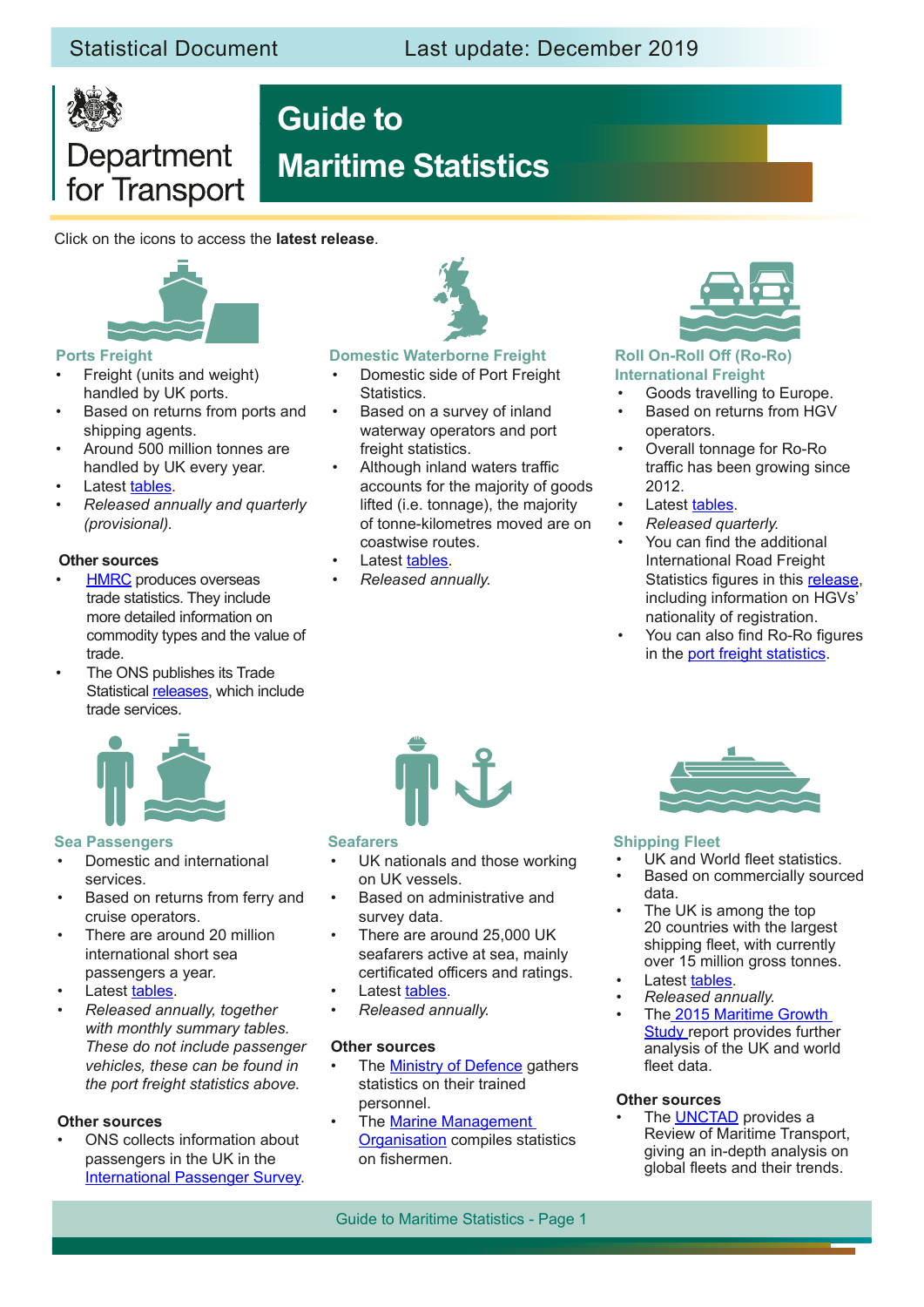Statistical Document — Last update: December 2019

Department for Transport

# Guide to Maritime Statistics

Click on the icons to access the **latest release**.

## Ports Freight

- Freight (units and weight) handled by UK ports.
- Based on returns from ports and shipping agents.
- Around 500 million tonnes are handled by UK every year.
- Latest tables.
- *Released annually and quarterly (provisional).*

### Other sources

- HMRC produces overseas trade statistics. They include more detailed information on commodity types and the value of trade.
- The ONS publishes its Trade Statistical releases, which include trade services.

## Domestic Waterborne Freight

- Domestic side of Port Freight Statistics.
- Based on a survey of inland waterway operators and port freight statistics.
- Although inland waters traffic accounts for the majority of goods lifted (i.e. tonnage), the majority of tonne-kilometres moved are on coastwise routes.
- Latest tables.
- *Released annually.*

## Roll On-Roll Off (Ro-Ro) International Freight

- Goods travelling to Europe.
- Based on returns from HGV operators.
- Overall tonnage for Ro-Ro traffic has been growing since 2012.
- Latest tables.
- *Released quarterly.*
- You can find the additional International Road Freight Statistics figures in this release, including information on HGVs' nationality of registration.
- You can also find Ro-Ro figures in the port freight statistics.

## Sea Passengers

- Domestic and international services.
- Based on returns from ferry and cruise operators.
- There are around 20 million international short sea passengers a year.
- Latest tables.
- *Released annually, together with monthly summary tables. These do not include passenger vehicles, these can be found in the port freight statistics above.*

### Other sources

- ONS collects information about passengers in the UK in the International Passenger Survey.

## Seafarers

- UK nationals and those working on UK vessels.
- Based on administrative and survey data.
- There are around 25,000 UK seafarers active at sea, mainly certificated officers and ratings.
- Latest tables.
- *Released annually.*

### Other sources

- The Ministry of Defence gathers statistics on their trained personnel.
- The Marine Management Organisation compiles statistics on fishermen.

## Shipping Fleet

- UK and World fleet statistics.
- Based on commercially sourced data.
- The UK is among the top 20 countries with the largest shipping fleet, with currently over 15 million gross tonnes.
- Latest tables.
- *Released annually.*
- The 2015 Maritime Growth Study report provides further analysis of the UK and world fleet data.

### Other sources

- The UNCTAD provides a Review of Maritime Transport, giving an in-depth analysis on global fleets and their trends.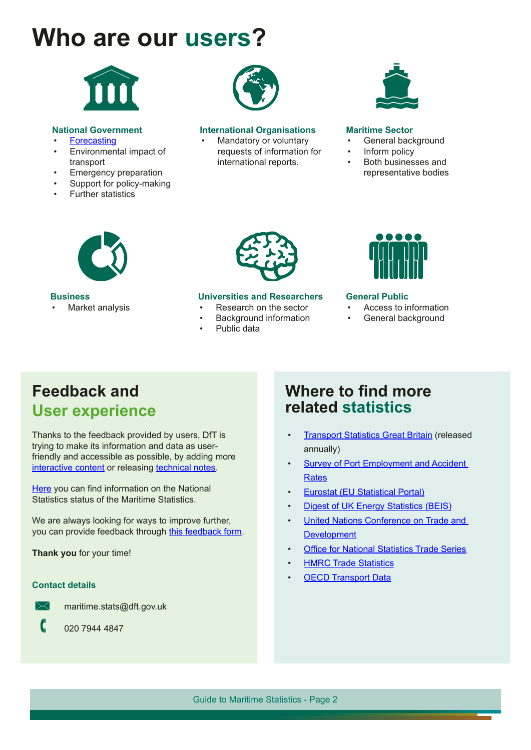# Who are our users?

### National Government

- Forecasting
- Environmental impact of transport
- Emergency preparation
- Support for policy-making
- Further statistics

### International Organisations

- Mandatory or voluntary requests of information for international reports.

### Maritime Sector

- General background
- Inform policy
- Both businesses and representative bodies

### Business

- Market analysis

### Universities and Researchers

- Research on the sector
- Background information
- Public data

### General Public

- Access to information
- General background

## Feedback and User experience

Thanks to the feedback provided by users, DfT is trying to make its information and data as user-friendly and accessible as possible, by adding more interactive content or releasing technical notes.

Here you can find information on the National Statistics status of the Maritime Statistics.

We are always looking for ways to improve further, you can provide feedback through this feedback form.

**Thank you** for your time!

### Contact details

maritime.stats@dft.gov.uk

020 7944 4847

## Where to find more related statistics

- Transport Statistics Great Britain (released annually)
- Survey of Port Employment and Accident Rates
- Eurostat (EU Statistical Portal)
- Digest of UK Energy Statistics (BEIS)
- United Nations Conference on Trade and Development
- Office for National Statistics Trade Series
- HMRC Trade Statistics
- OECD Transport Data